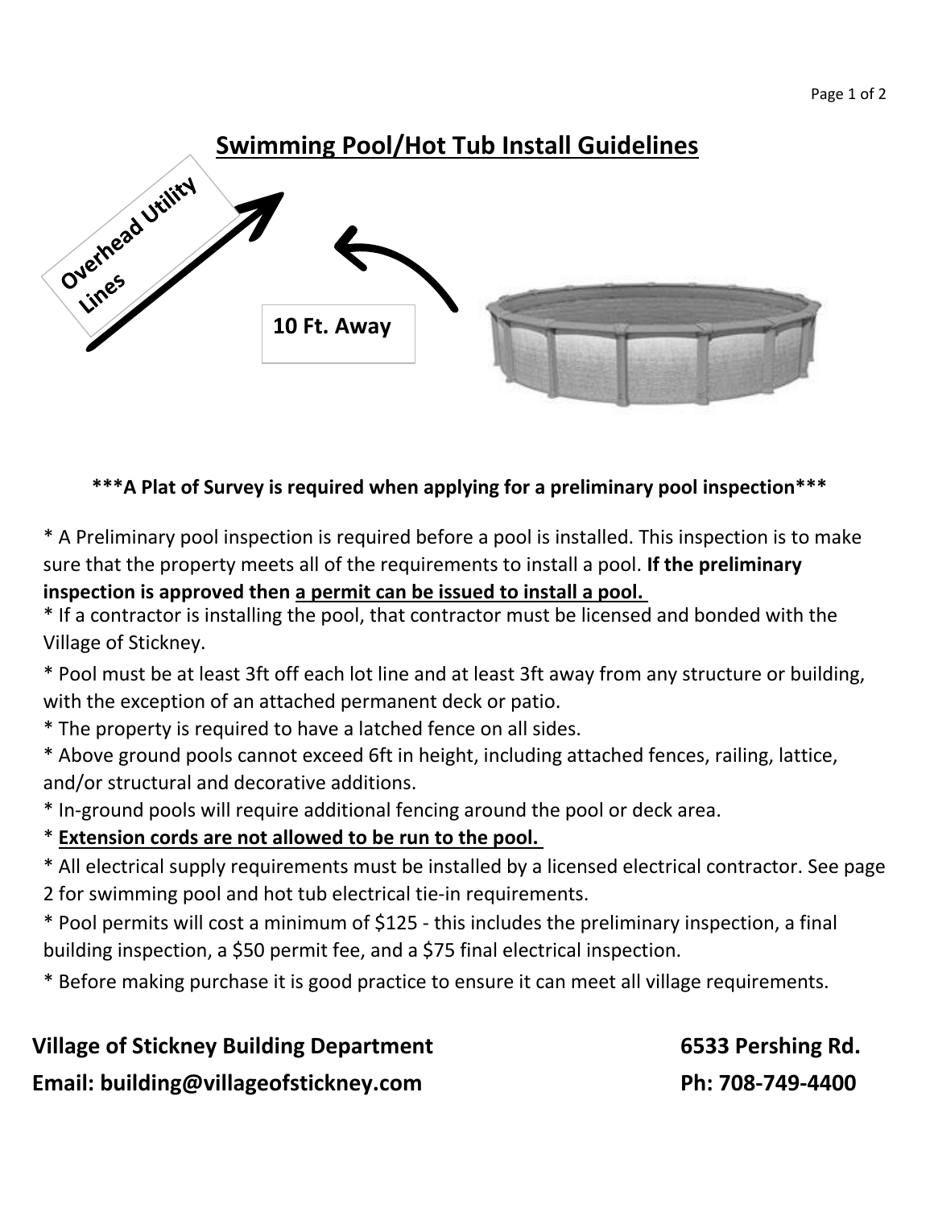# Swimming Pool/Hot Tub Install Guidelines

Overhead Utility Lines

10 Ft. Away

**\*\*\*A Plat of Survey is required when applying for a preliminary pool inspection\*\*\***

* A Preliminary pool inspection is required before a pool is installed. This inspection is to make sure that the property meets all of the requirements to install a pool. **If the preliminary inspection is approved then <u>a permit can be issued to install a pool.</u>**
* If a contractor is installing the pool, that contractor must be licensed and bonded with the Village of Stickney.
* Pool must be at least 3ft off each lot line and at least 3ft away from any structure or building, with the exception of an attached permanent deck or patio.
* The property is required to have a latched fence on all sides.
* Above ground pools cannot exceed 6ft in height, including attached fences, railing, lattice, and/or structural and decorative additions.
* In-ground pools will require additional fencing around the pool or deck area.
* **<u>Extension cords are not allowed to be run to the pool.</u>**
* All electrical supply requirements must be installed by a licensed electrical contractor. See page 2 for swimming pool and hot tub electrical tie-in requirements.
* Pool permits will cost a minimum of $125 - this includes the preliminary inspection, a final building inspection, a $50 permit fee, and a $75 final electrical inspection.
* Before making purchase it is good practice to ensure it can meet all village requirements.

**Village of Stickney Building Department** **6533 Pershing Rd.**

**Email: building@villageofstickney.com** **Ph: 708-749-4400**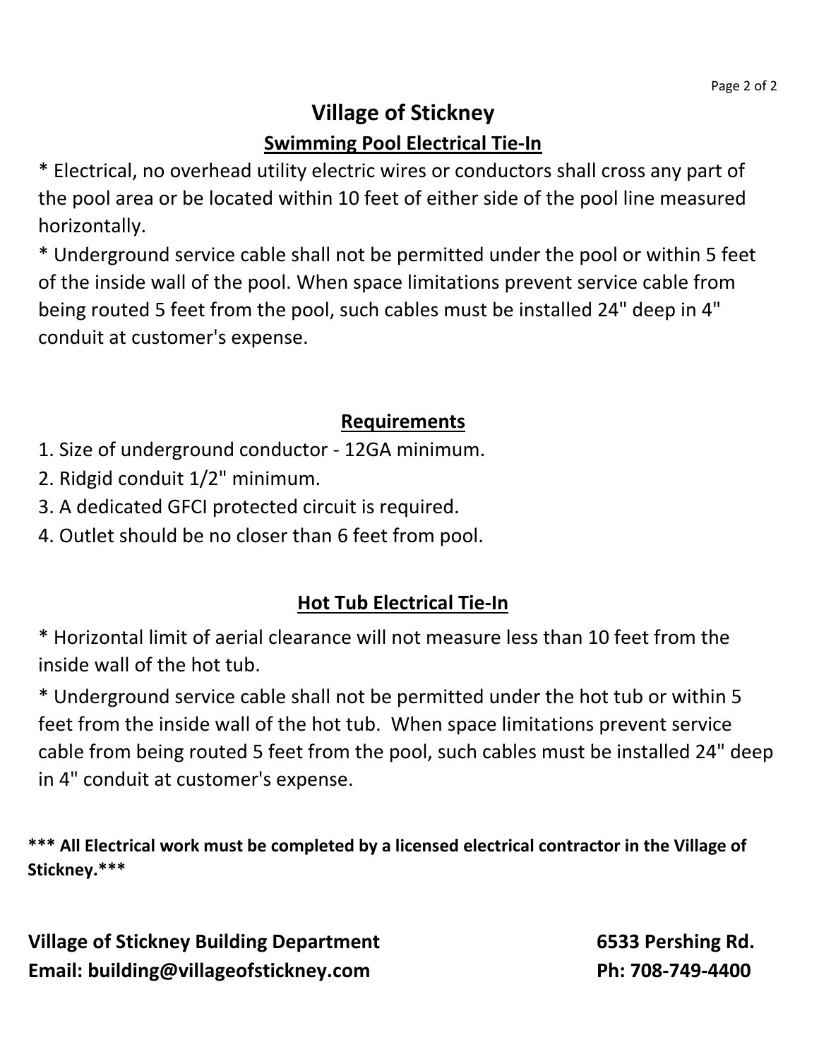# Village of Stickney

## Swimming Pool Electrical Tie-In

* Electrical, no overhead utility electric wires or conductors shall cross any part of the pool area or be located within 10 feet of either side of the pool line measured horizontally.
* Underground service cable shall not be permitted under the pool or within 5 feet of the inside wall of the pool. When space limitations prevent service cable from being routed 5 feet from the pool, such cables must be installed 24" deep in 4" conduit at customer's expense.

## Requirements

1. Size of underground conductor - 12GA minimum.
2. Ridgid conduit 1/2" minimum.
3. A dedicated GFCI protected circuit is required.
4. Outlet should be no closer than 6 feet from pool.

## Hot Tub Electrical Tie-In

* Horizontal limit of aerial clearance will not measure less than 10 feet from the inside wall of the hot tub.
* Underground service cable shall not be permitted under the hot tub or within 5 feet from the inside wall of the hot tub. When space limitations prevent service cable from being routed 5 feet from the pool, such cables must be installed 24" deep in 4" conduit at customer's expense.

**\*\*\* All Electrical work must be completed by a licensed electrical contractor in the Village of Stickney.\*\*\***

**Village of Stickney Building Department** **6533 Pershing Rd.**
**Email: building@villageofstickney.com** **Ph: 708-749-4400**